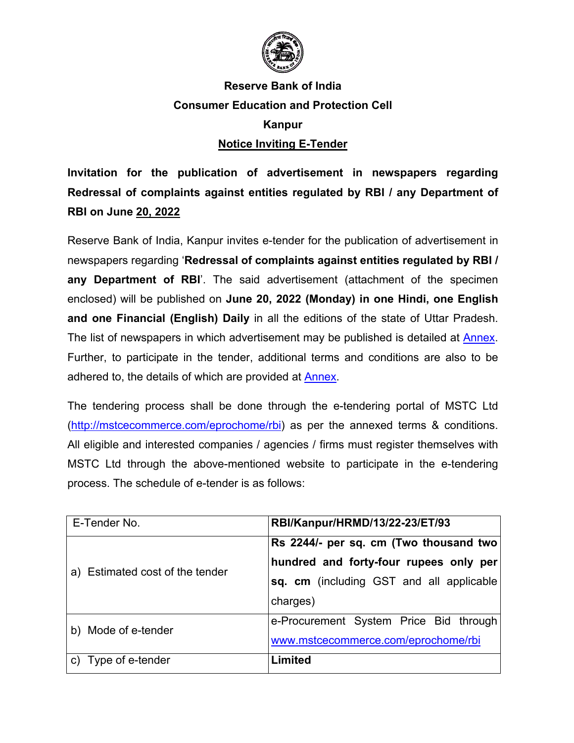# Reserve Bank of India

## Consumer Education and Protection Cell

## Kanpur

## Notice Inviting E-Tender

**Invitation for the publication of advertisement in newspapers regarding Redressal of complaints against entities regulated by RBI / any Department of RBI on June 20, 2022**

Reserve Bank of India, Kanpur invites e-tender for the publication of advertisement in newspapers regarding '**Redressal of complaints against entities regulated by RBI / any Department of RBI**'. The said advertisement (attachment of the specimen enclosed) will be published on **June 20, 2022 (Monday) in one Hindi, one English and one Financial (English) Daily** in all the editions of the state of Uttar Pradesh. The list of newspapers in which advertisement may be published is detailed at Annex. Further, to participate in the tender, additional terms and conditions are also to be adhered to, the details of which are provided at Annex.

The tendering process shall be done through the e-tendering portal of MSTC Ltd (http://mstcecommerce.com/eprochome/rbi) as per the annexed terms & conditions. All eligible and interested companies / agencies / firms must register themselves with MSTC Ltd through the above-mentioned website to participate in the e-tendering process. The schedule of e-tender is as follows:

| E-Tender No. | **RBI/Kanpur/HRMD/13/22-23/ET/93** |
|---|---|
| a) Estimated cost of the tender | **Rs 2244/- per sq. cm (Two thousand two hundred and forty-four rupees only per sq. cm** (including GST and all applicable charges) |
| b) Mode of e-tender | e-Procurement System Price Bid through www.mstcecommerce.com/eprochome/rbi |
| c) Type of e-tender | **Limited** |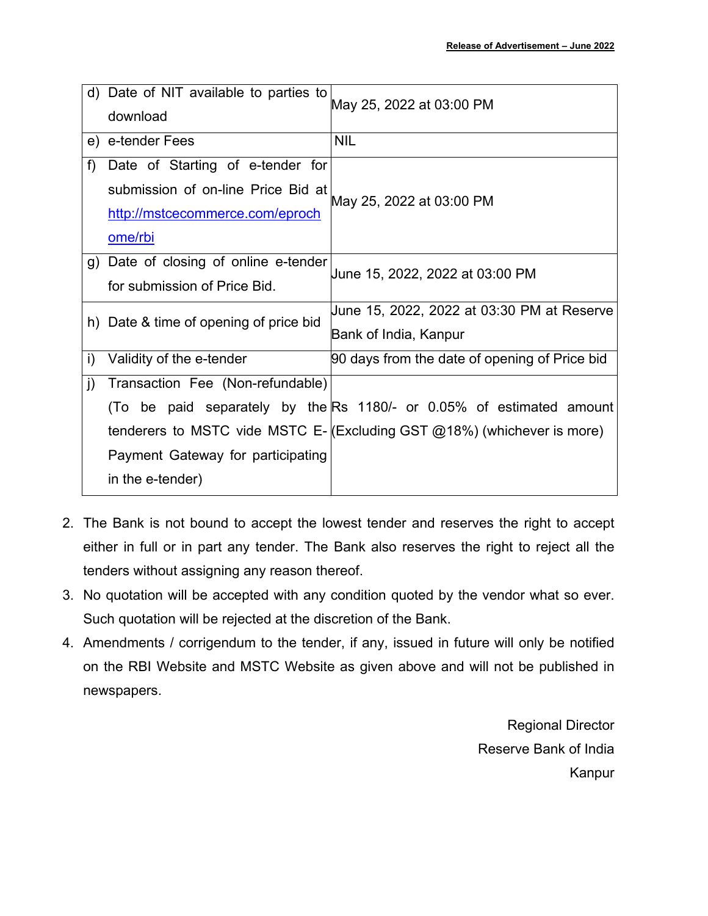| | |
|---|---|
| d) Date of NIT available to parties to download | May 25, 2022 at 03:00 PM |
| e) e-tender Fees | NIL |
| f) Date of Starting of e-tender for submission of on-line Price Bid at [http://mstcecommerce.com/eprochome/rbi](http://mstcecommerce.com/eprochome/rbi) | May 25, 2022 at 03:00 PM |
| g) Date of closing of online e-tender for submission of Price Bid. | June 15, 2022, 2022 at 03:00 PM |
| h) Date & time of opening of price bid | June 15, 2022, 2022 at 03:30 PM at Reserve Bank of India, Kanpur |
| i) Validity of the e-tender | 90 days from the date of opening of Price bid |
| j) Transaction Fee (Non-refundable) (To be paid separately by the tenderers to MSTC vide MSTC E-Payment Gateway for participating in the e-tender) | Rs 1180/- or 0.05% of estimated amount (Excluding GST @18%) (whichever is more) |

2. The Bank is not bound to accept the lowest tender and reserves the right to accept either in full or in part any tender. The Bank also reserves the right to reject all the tenders without assigning any reason thereof.
3. No quotation will be accepted with any condition quoted by the vendor what so ever. Such quotation will be rejected at the discretion of the Bank.
4. Amendments / corrigendum to the tender, if any, issued in future will only be notified on the RBI Website and MSTC Website as given above and will not be published in newspapers.

Regional Director
Reserve Bank of India
Kanpur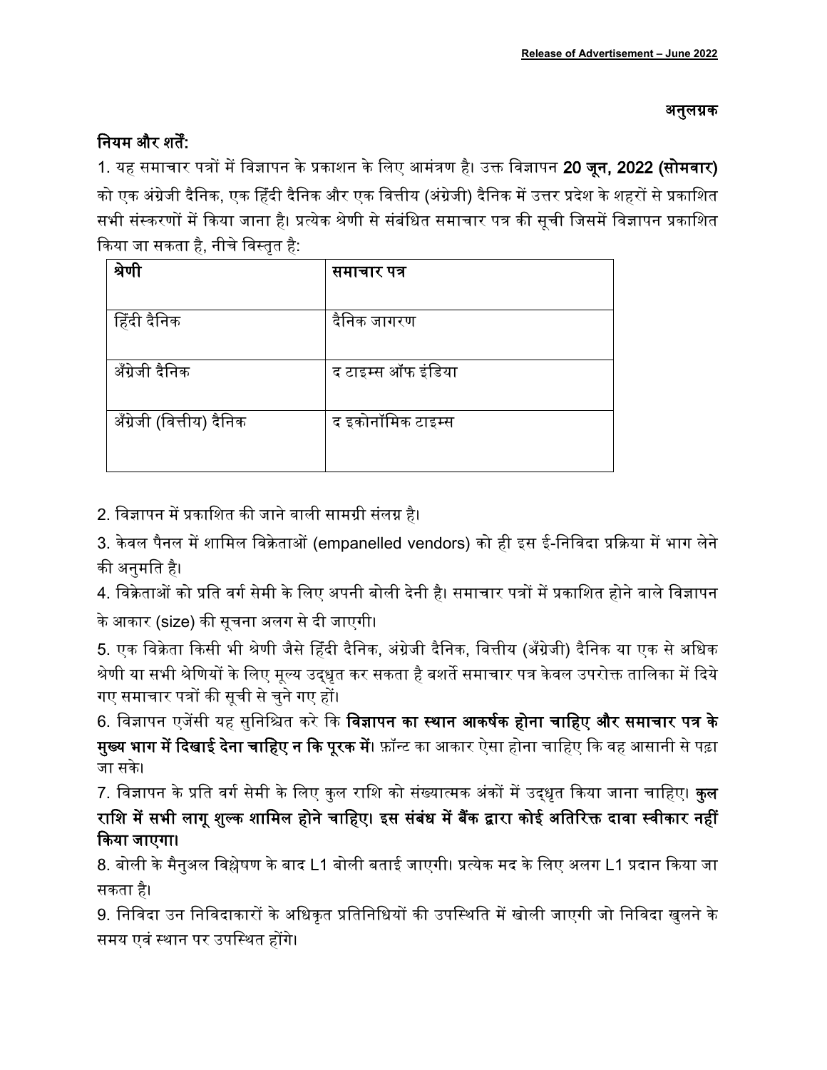अनुलग्नक

## नियम और शर्तें:

1. यह समाचार पत्रों में विज्ञापन के प्रकाशन के लिए आमंत्रण है। उक्त विज्ञापन **20 जून, 2022 (सोमवार)** को एक अंग्रेजी दैनिक, एक हिंदी दैनिक और एक वित्तीय (अंग्रेजी) दैनिक में उत्तर प्रदेश के शहरों से प्रकाशित सभी संस्करणों में किया जाना है। प्रत्येक श्रेणी से संबंधित समाचार पत्र की सूची जिसमें विज्ञापन प्रकाशित किया जा सकता है, नीचे विस्तृत है:

| श्रेणी | समाचार पत्र |
|---|---|
| हिंदी दैनिक | दैनिक जागरण |
| अँग्रेजी दैनिक | द टाइम्स ऑफ इंडिया |
| अँग्रेजी (वित्तीय) दैनिक | द इकोनॉमिक टाइम्स |

2. विज्ञापन में प्रकाशित की जाने वाली सामग्री संलग्न है।

3. केवल पैनल में शामिल विक्रेताओं (empanelled vendors) को ही इस ई-निविदा प्रक्रिया में भाग लेने की अनुमति है।

4. विक्रेताओं को प्रति वर्ग सेमी के लिए अपनी बोली देनी है। समाचार पत्रों में प्रकाशित होने वाले विज्ञापन के आकार (size) की सूचना अलग से दी जाएगी।

5. एक विक्रेता किसी भी श्रेणी जैसे हिंदी दैनिक, अंग्रेजी दैनिक, वित्तीय (अँग्रेजी) दैनिक या एक से अधिक श्रेणी या सभी श्रेणियों के लिए मूल्य उद्धृत कर सकता है बशर्ते समाचार पत्र केवल उपरोक्त तालिका में दिये गए समाचार पत्रों की सूची से चुने गए हों।

6. विज्ञापन एजेंसी यह सुनिश्चित करे कि **विज्ञापन का स्थान आकर्षक होना चाहिए और समाचार पत्र के मुख्य भाग में दिखाई देना चाहिए न कि पूरक में।** फ़ॉन्ट का आकार ऐसा होना चाहिए कि वह आसानी से पढ़ा जा सके।

7. विज्ञापन के प्रति वर्ग सेमी के लिए कुल राशि को संख्यात्मक अंकों में उद्धृत किया जाना चाहिए। **कुल राशि में सभी लागू शुल्क शामिल होने चाहिए। इस संबंध में बैंक द्वारा कोई अतिरिक्त दावा स्वीकार नहीं किया जाएगा।**

8. बोली के मैनुअल विश्लेषण के बाद L1 बोली बताई जाएगी। प्रत्येक मद के लिए अलग L1 प्रदान किया जा सकता है।

9. निविदा उन निविदाकारों के अधिकृत प्रतिनिधियों की उपस्थिति में खोली जाएगी जो निविदा खुलने के समय एवं स्थान पर उपस्थित होंगे।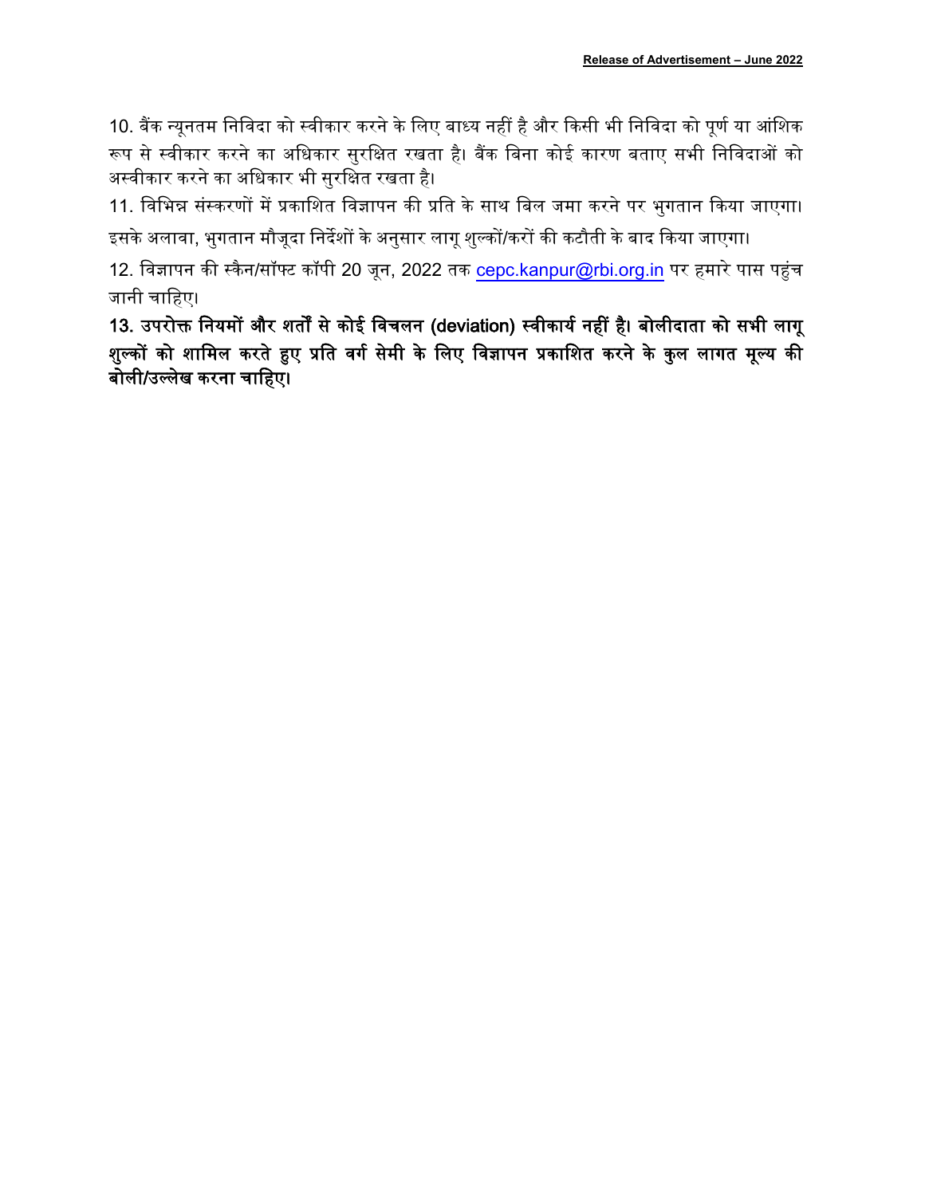10. बैंक न्यूनतम निविदा को स्वीकार करने के लिए बाध्य नहीं है और किसी भी निविदा को पूर्ण या आंशिक रूप से स्वीकार करने का अधिकार सुरक्षित रखता है। बैंक बिना कोई कारण बताए सभी निविदाओं को अस्वीकार करने का अधिकार भी सुरक्षित रखता है।

11. विभिन्न संस्करणों में प्रकाशित विज्ञापन की प्रति के साथ बिल जमा करने पर भुगतान किया जाएगा। इसके अलावा, भुगतान मौजूदा निर्देशों के अनुसार लागू शुल्कों/करों की कटौती के बाद किया जाएगा।

12. विज्ञापन की स्कैन/सॉफ्ट कॉपी 20 जून, 2022 तक cepc.kanpur@rbi.org.in पर हमारे पास पहुंच जानी चाहिए।

**13. उपरोक्त नियमों और शर्तों से कोई विचलन (deviation) स्वीकार्य नहीं है। बोलीदाता को सभी लागू शुल्कों को शामिल करते हुए प्रति वर्ग सेमी के लिए विज्ञापन प्रकाशित करने के कुल लागत मूल्य की बोली/उल्लेख करना चाहिए।**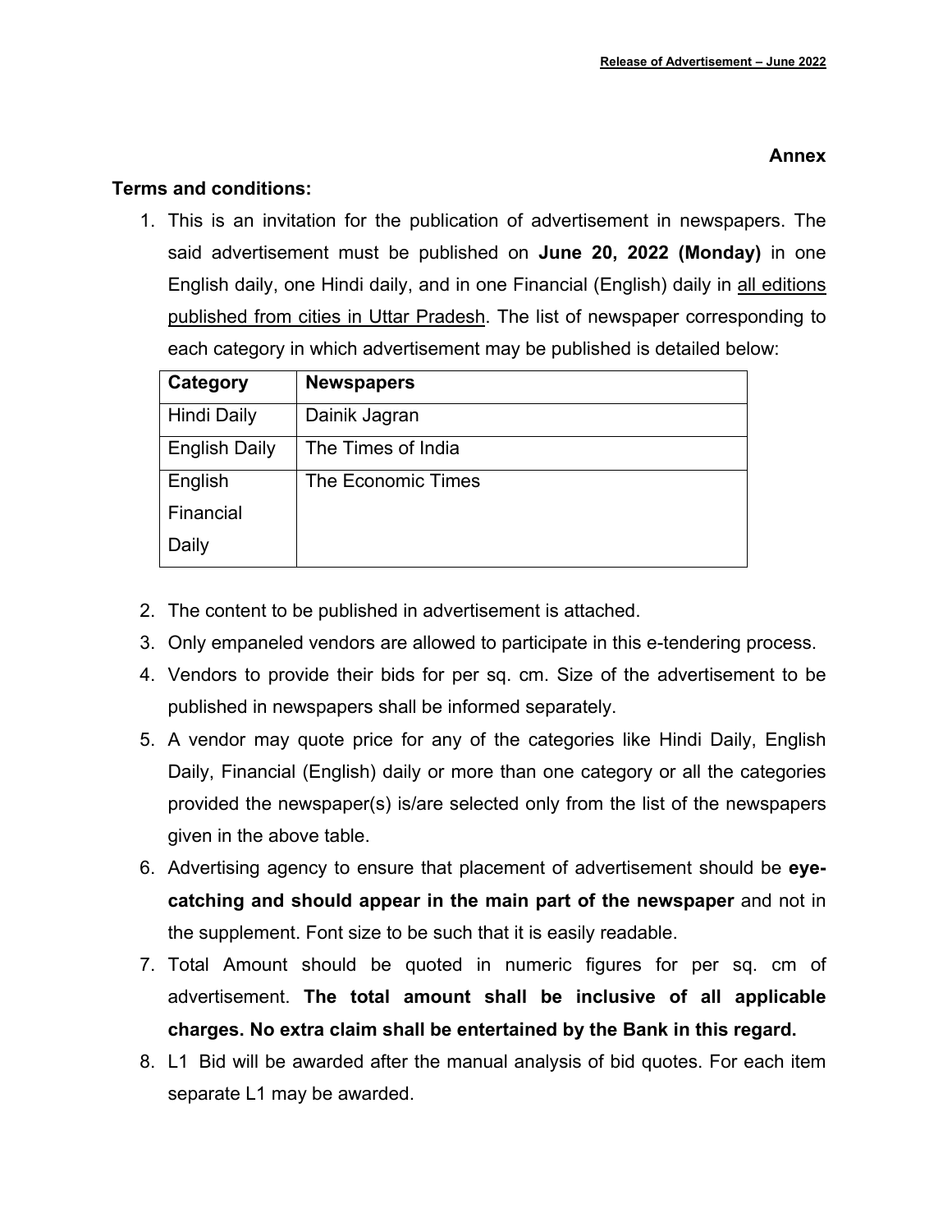**Annex**

**Terms and conditions:**

1. This is an invitation for the publication of advertisement in newspapers. The said advertisement must be published on **June 20, 2022 (Monday)** in one English daily, one Hindi daily, and in one Financial (English) daily in <u>all editions published from cities in Uttar Pradesh</u>. The list of newspaper corresponding to each category in which advertisement may be published is detailed below:

| Category | Newspapers |
|---|---|
| Hindi Daily | Dainik Jagran |
| English Daily | The Times of India |
| English Financial Daily | The Economic Times |

2. The content to be published in advertisement is attached.
3. Only empaneled vendors are allowed to participate in this e-tendering process.
4. Vendors to provide their bids for per sq. cm. Size of the advertisement to be published in newspapers shall be informed separately.
5. A vendor may quote price for any of the categories like Hindi Daily, English Daily, Financial (English) daily or more than one category or all the categories provided the newspaper(s) is/are selected only from the list of the newspapers given in the above table.
6. Advertising agency to ensure that placement of advertisement should be **eye-catching and should appear in the main part of the newspaper** and not in the supplement. Font size to be such that it is easily readable.
7. Total Amount should be quoted in numeric figures for per sq. cm of advertisement. **The total amount shall be inclusive of all applicable charges. No extra claim shall be entertained by the Bank in this regard.**
8. L1 Bid will be awarded after the manual analysis of bid quotes. For each item separate L1 may be awarded.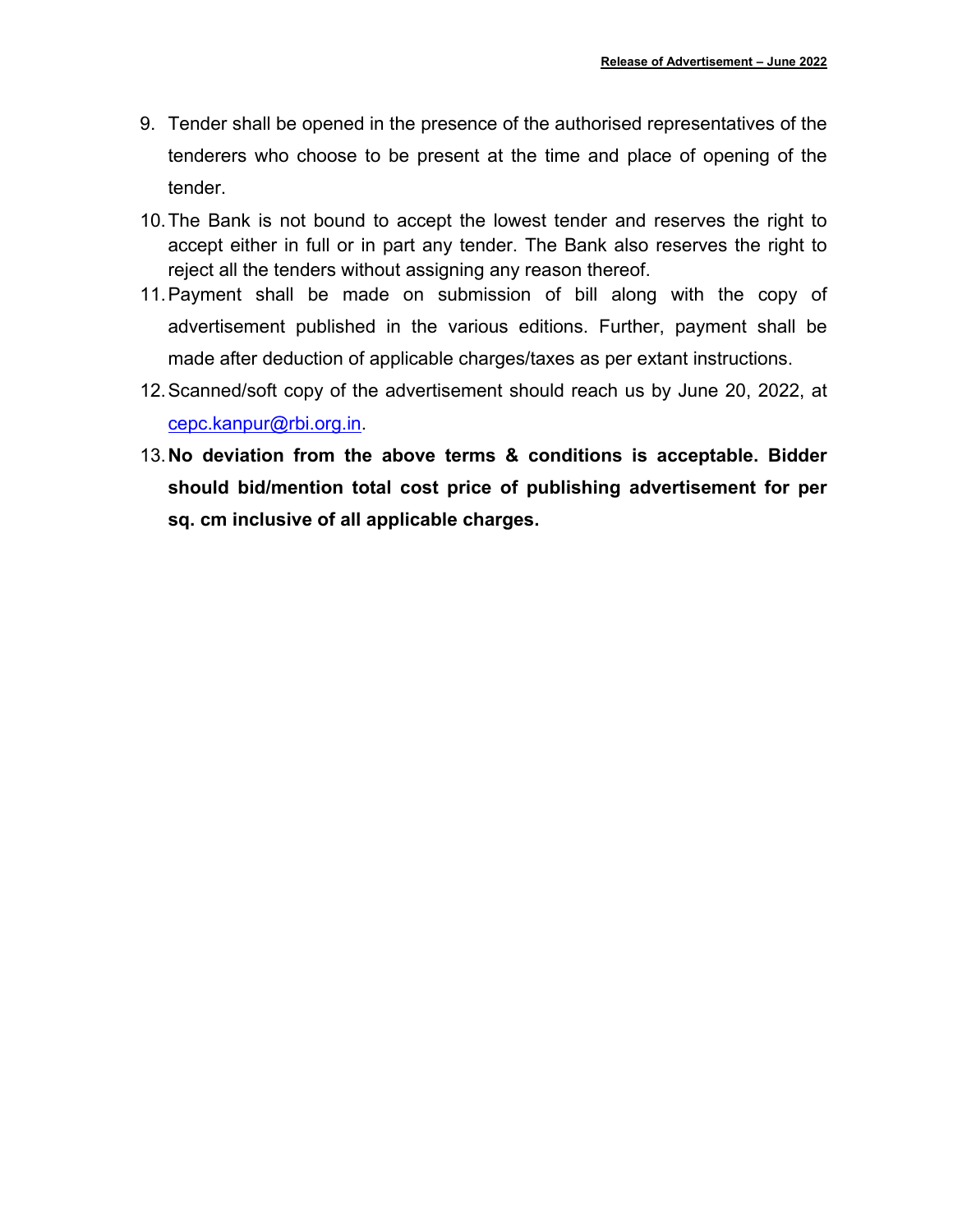9. Tender shall be opened in the presence of the authorised representatives of the tenderers who choose to be present at the time and place of opening of the tender.
10. The Bank is not bound to accept the lowest tender and reserves the right to accept either in full or in part any tender. The Bank also reserves the right to reject all the tenders without assigning any reason thereof.
11. Payment shall be made on submission of bill along with the copy of advertisement published in the various editions. Further, payment shall be made after deduction of applicable charges/taxes as per extant instructions.
12. Scanned/soft copy of the advertisement should reach us by June 20, 2022, at cepc.kanpur@rbi.org.in.
13. **No deviation from the above terms & conditions is acceptable. Bidder should bid/mention total cost price of publishing advertisement for per sq. cm inclusive of all applicable charges.**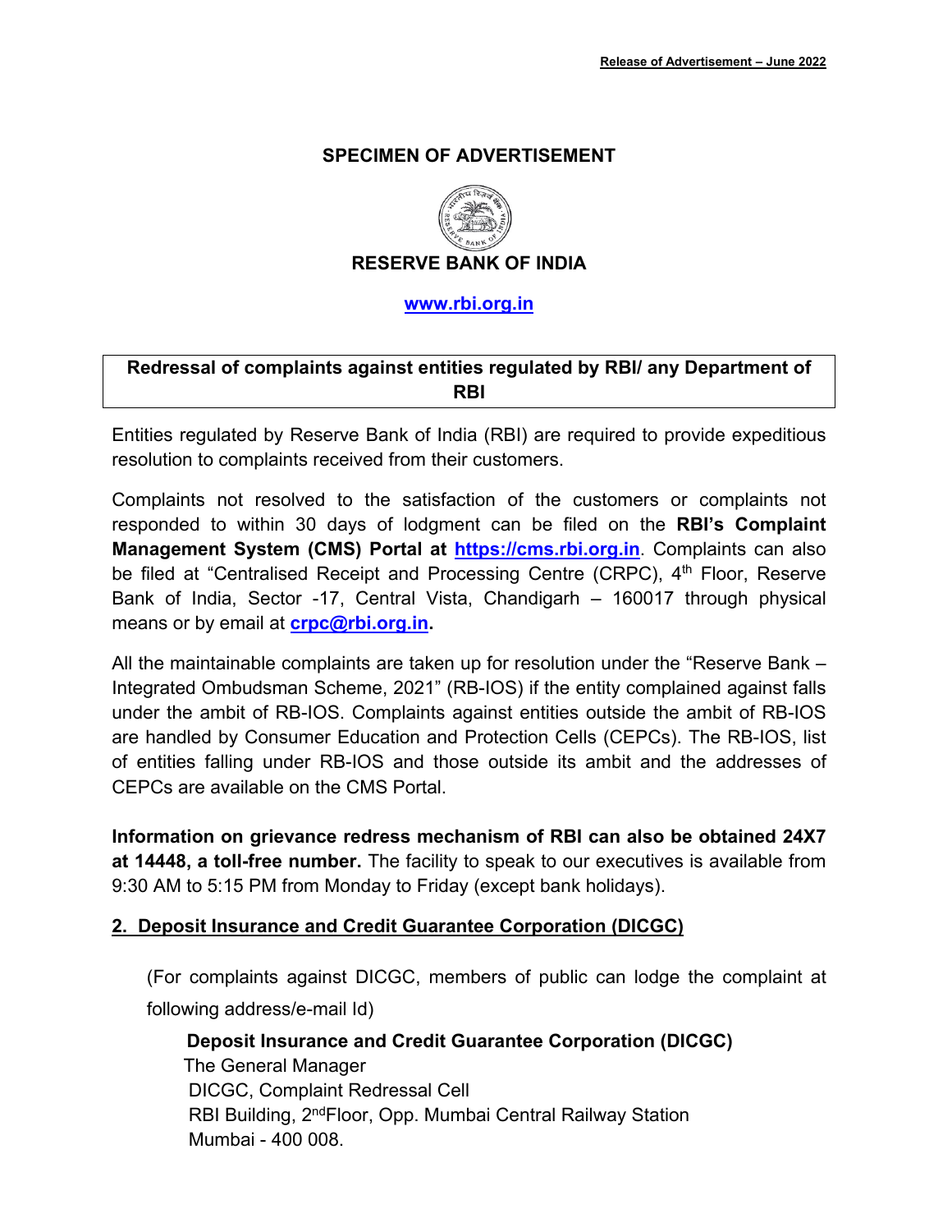Release of Advertisement – June 2022

## SPECIMEN OF ADVERTISEMENT

## RESERVE BANK OF INDIA

[www.rbi.org.in](http://www.rbi.org.in)

| **Redressal of complaints against entities regulated by RBI/ any Department of RBI** |
| --- |

Entities regulated by Reserve Bank of India (RBI) are required to provide expeditious resolution to complaints received from their customers.

Complaints not resolved to the satisfaction of the customers or complaints not responded to within 30 days of lodgment can be filed on the **RBI's Complaint Management System (CMS) Portal at [https://cms.rbi.org.in](https://cms.rbi.org.in)**. Complaints can also be filed at "Centralised Receipt and Processing Centre (CRPC), 4th Floor, Reserve Bank of India, Sector -17, Central Vista, Chandigarh – 160017 through physical means or by email at **[crpc@rbi.org.in](mailto:crpc@rbi.org.in).**

All the maintainable complaints are taken up for resolution under the "Reserve Bank – Integrated Ombudsman Scheme, 2021" (RB-IOS) if the entity complained against falls under the ambit of RB-IOS. Complaints against entities outside the ambit of RB-IOS are handled by Consumer Education and Protection Cells (CEPCs). The RB-IOS, list of entities falling under RB-IOS and those outside its ambit and the addresses of CEPCs are available on the CMS Portal.

**Information on grievance redress mechanism of RBI can also be obtained 24X7 at 14448, a toll-free number.** The facility to speak to our executives is available from 9:30 AM to 5:15 PM from Monday to Friday (except bank holidays).

## 2. Deposit Insurance and Credit Guarantee Corporation (DICGC)

(For complaints against DICGC, members of public can lodge the complaint at following address/e-mail Id)

**Deposit Insurance and Credit Guarantee Corporation (DICGC)**
The General Manager
DICGC, Complaint Redressal Cell
RBI Building, 2nd Floor, Opp. Mumbai Central Railway Station
Mumbai - 400 008.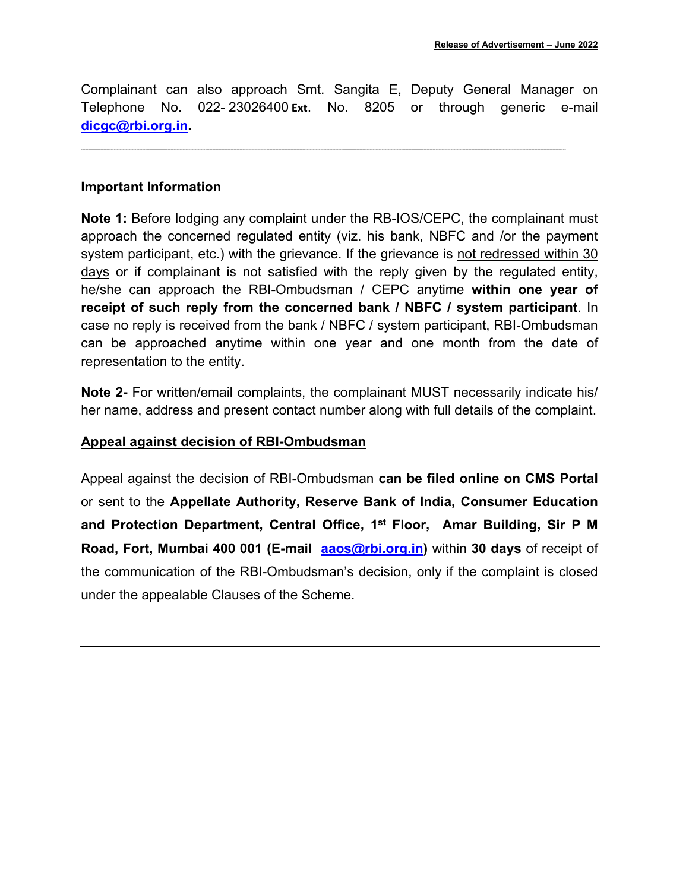Complainant can also approach Smt. Sangita E, Deputy General Manager on Telephone No. 022- 23026400 **Ext**. No. 8205 or through generic e-mail **dicgc@rbi.org.in**.

---

**Important Information**

**Note 1:** Before lodging any complaint under the RB-IOS/CEPC, the complainant must approach the concerned regulated entity (viz. his bank, NBFC and /or the payment system participant, etc.) with the grievance. If the grievance is not redressed within 30 days or if complainant is not satisfied with the reply given by the regulated entity, he/she can approach the RBI-Ombudsman / CEPC anytime **within one year of receipt of such reply from the concerned bank / NBFC / system participant**. In case no reply is received from the bank / NBFC / system participant, RBI-Ombudsman can be approached anytime within one year and one month from the date of representation to the entity.

**Note 2-** For written/email complaints, the complainant MUST necessarily indicate his/ her name, address and present contact number along with full details of the complaint.

**Appeal against decision of RBI-Ombudsman**

Appeal against the decision of RBI-Ombudsman **can be filed online on CMS Portal** or sent to the **Appellate Authority, Reserve Bank of India, Consumer Education and Protection Department, Central Office, 1st Floor, Amar Building, Sir P M Road, Fort, Mumbai 400 001 (E-mail aaos@rbi.org.in)** within **30 days** of receipt of the communication of the RBI-Ombudsman's decision, only if the complaint is closed under the appealable Clauses of the Scheme.

---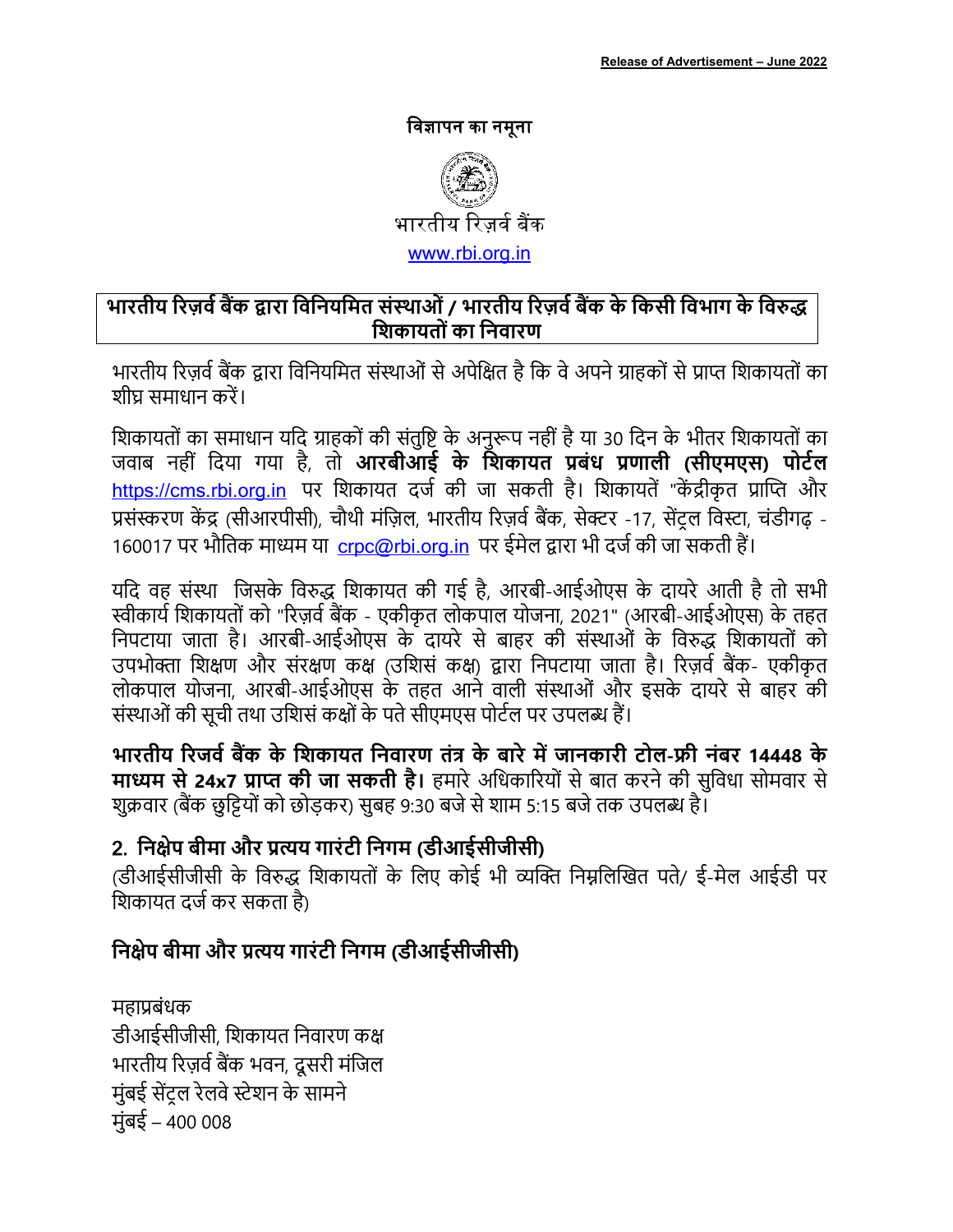**विज्ञापन का नमूना**

भारतीय रिज़र्व बैंक

www.rbi.org.in

**भारतीय रिज़र्व बैंक द्वारा विनियमित संस्थाओं / भारतीय रिज़र्व बैंक के किसी विभाग के विरुद्ध शिकायतों का निवारण**

भारतीय रिज़र्व बैंक द्वारा विनियमित संस्थाओं से अपेक्षित है कि वे अपने ग्राहकों से प्राप्त शिकायतों का शीघ्र समाधान करें।

शिकायतों का समाधान यदि ग्राहकों की संतुष्टि के अनुरूप नहीं है या 30 दिन के भीतर शिकायतों का जवाब नहीं दिया गया है, तो **आरबीआई के शिकायत प्रबंध प्रणाली (सीएमएस) पोर्टल** https://cms.rbi.org.in पर शिकायत दर्ज की जा सकती है। शिकायतें "केंद्रीकृत प्राप्ति और प्रसंस्करण केंद्र (सीआरपीसी), चौथी मंज़िल, भारतीय रिज़र्व बैंक, सेक्टर -17, सेंट्रल विस्टा, चंडीगढ़ - 160017 पर भौतिक माध्यम या crpc@rbi.org.in पर ईमेल द्वारा भी दर्ज की जा सकती हैं।

यदि वह संस्था जिसके विरुद्ध शिकायत की गई है, आरबी-आईओएस के दायरे आती है तो सभी स्वीकार्य शिकायतों को "रिज़र्व बैंक - एकीकृत लोकपाल योजना, 2021" (आरबी-आईओएस) के तहत निपटाया जाता है। आरबी-आईओएस के दायरे से बाहर की संस्थाओं के विरुद्ध शिकायतों को उपभोक्ता शिक्षण और संरक्षण कक्ष (उशिसं कक्ष) द्वारा निपटाया जाता है। रिज़र्व बैंक- एकीकृत लोकपाल योजना, आरबी-आईओएस के तहत आने वाली संस्थाओं और इसके दायरे से बाहर की संस्थाओं की सूची तथा उशिसं कक्षों के पते सीएमएस पोर्टल पर उपलब्ध हैं।

**भारतीय रिजर्व बैंक के शिकायत निवारण तंत्र के बारे में जानकारी टोल-फ्री नंबर 14448 के माध्यम से 24x7 प्राप्त की जा सकती है।** हमारे अधिकारियों से बात करने की सुविधा सोमवार से शुक्रवार (बैंक छुट्टियों को छोड़कर) सुबह 9:30 बजे से शाम 5:15 बजे तक उपलब्ध है।

**2. निक्षेप बीमा और प्रत्यय गारंटी निगम (डीआईसीजीसी)**

(डीआईसीजीसी के विरुद्ध शिकायतों के लिए कोई भी व्यक्ति निम्नलिखित पते/ ई-मेल आईडी पर शिकायत दर्ज कर सकता है)

**निक्षेप बीमा और प्रत्यय गारंटी निगम (डीआईसीजीसी)**

महाप्रबंधक
डीआईसीजीसी, शिकायत निवारण कक्ष
भारतीय रिज़र्व बैंक भवन, दूसरी मंजिल
मुंबई सेंट्रल रेलवे स्टेशन के सामने
मुंबई – 400 008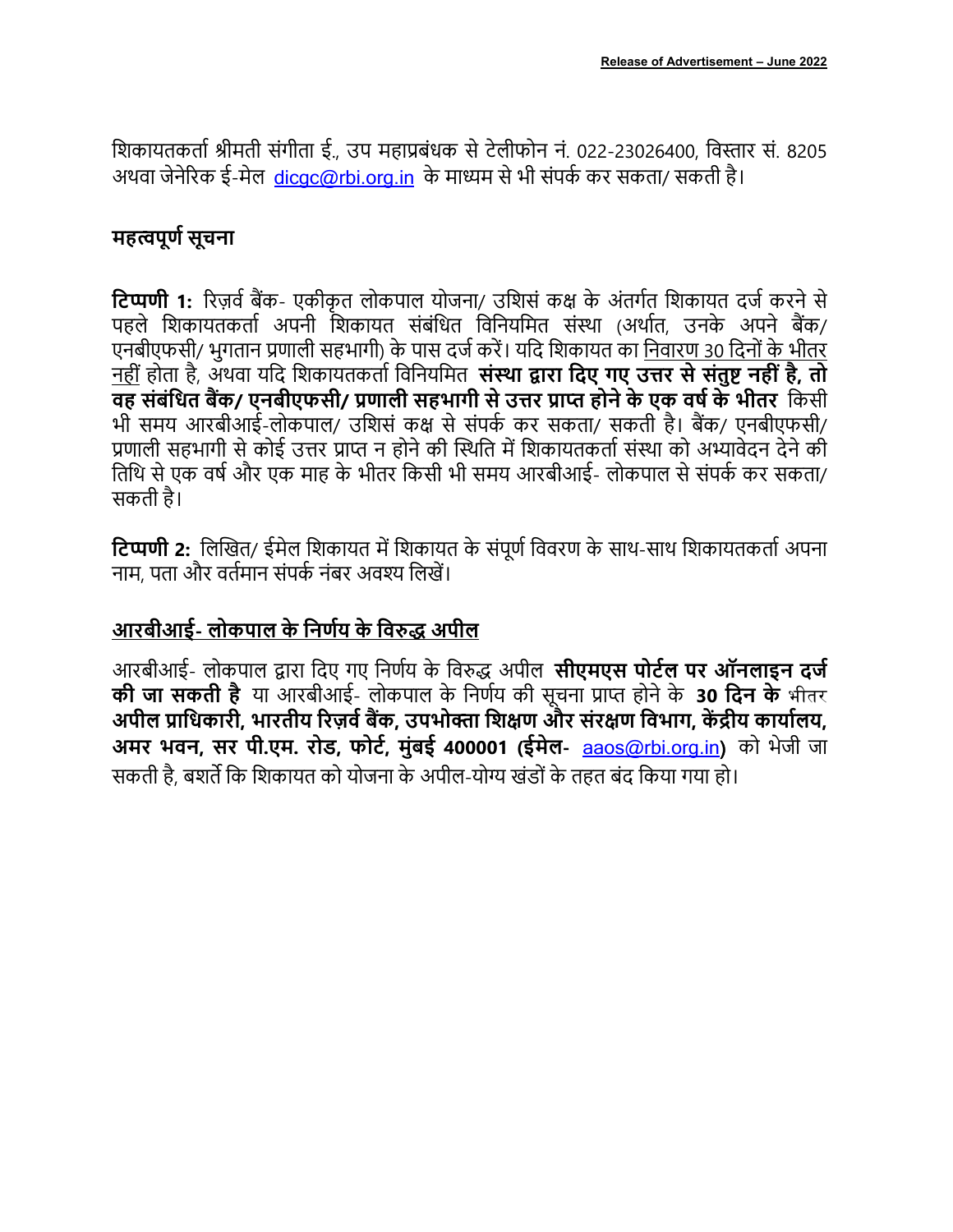शिकायतकर्ता श्रीमती संगीता ई., उप महाप्रबंधक से टेलीफोन नं. 022-23026400, विस्तार सं. 8205 अथवा जेनेरिक ई-मेल dicgc@rbi.org.in के माध्यम से भी संपर्क कर सकता/ सकती है।

## महत्वपूर्ण सूचना

**टिप्पणी 1:** रिज़र्व बैंक- एकीकृत लोकपाल योजना/ उशिसं कक्ष के अंतर्गत शिकायत दर्ज करने से पहले शिकायतकर्ता अपनी शिकायत संबंधित विनियमित संस्था (अर्थात, उनके अपने बैंक/ एनबीएफसी/ भुगतान प्रणाली सहभागी) के पास दर्ज करें। यदि शिकायत का निवारण 30 दिनों के भीतर नहीं होता है, अथवा यदि शिकायतकर्ता विनियमित **संस्था द्वारा दिए गए उत्तर से संतुष्ट नहीं है, तो वह संबंधित बैंक/ एनबीएफसी/ प्रणाली सहभागी से उत्तर प्राप्त होने के एक वर्ष के भीतर** किसी भी समय आरबीआई-लोकपाल/ उशिसं कक्ष से संपर्क कर सकता/ सकती है। बैंक/ एनबीएफसी/ प्रणाली सहभागी से कोई उत्तर प्राप्त न होने की स्थिति में शिकायतकर्ता संस्था को अभ्यावेदन देने की तिथि से एक वर्ष और एक माह के भीतर किसी भी समय आरबीआई- लोकपाल से संपर्क कर सकता/ सकती है।

**टिप्पणी 2:** लिखित/ ईमेल शिकायत में शिकायत के संपूर्ण विवरण के साथ-साथ शिकायतकर्ता अपना नाम, पता और वर्तमान संपर्क नंबर अवश्य लिखें।

## आरबीआई- लोकपाल के निर्णय के विरुद्ध अपील

आरबीआई- लोकपाल द्वारा दिए गए निर्णय के विरुद्ध अपील **सीएमएस पोर्टल पर ऑनलाइन दर्ज की जा सकती है** या आरबीआई- लोकपाल के निर्णय की सूचना प्राप्त होने के **30 दिन के** भीतर **अपील प्राधिकारी, भारतीय रिज़र्व बैंक, उपभोक्ता शिक्षण और संरक्षण विभाग, केंद्रीय कार्यालय, अमर भवन, सर पी.एम. रोड, फोर्ट, मुंबई 400001 (ईमेल-** aaos@rbi.org.in**)** को भेजी जा सकती है, बशर्ते कि शिकायत को योजना के अपील-योग्य खंडों के तहत बंद किया गया हो।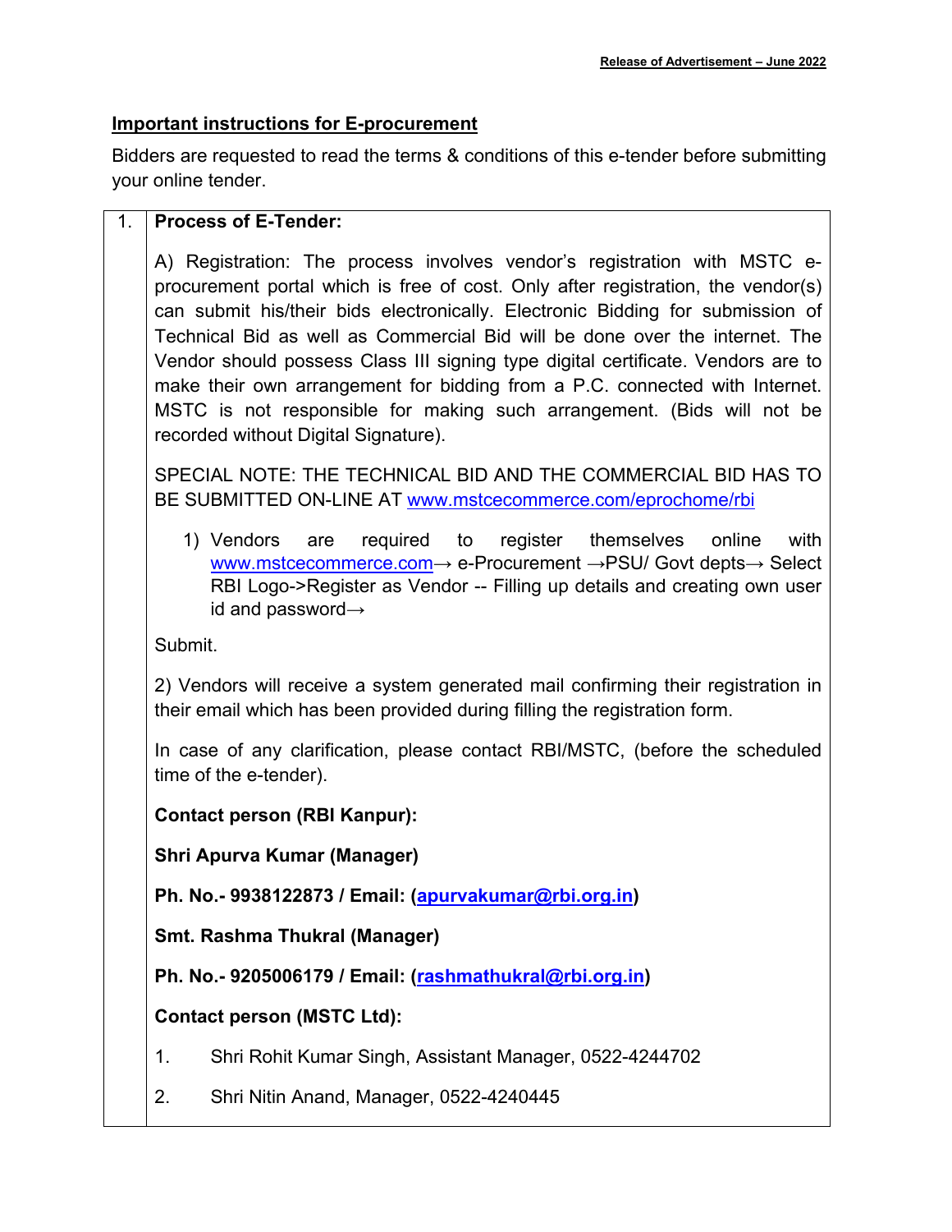## Important instructions for E-procurement

Bidders are requested to read the terms & conditions of this e-tender before submitting your online tender.

1. **Process of E-Tender:**

A) Registration: The process involves vendor's registration with MSTC e-procurement portal which is free of cost. Only after registration, the vendor(s) can submit his/their bids electronically. Electronic Bidding for submission of Technical Bid as well as Commercial Bid will be done over the internet. The Vendor should possess Class III signing type digital certificate. Vendors are to make their own arrangement for bidding from a P.C. connected with Internet. MSTC is not responsible for making such arrangement. (Bids will not be recorded without Digital Signature).

SPECIAL NOTE: THE TECHNICAL BID AND THE COMMERCIAL BID HAS TO BE SUBMITTED ON-LINE AT www.mstcecommerce.com/eprochome/rbi

1) Vendors are required to register themselves online with www.mstcecommerce.com→ e-Procurement →PSU/ Govt depts→ Select RBI Logo->Register as Vendor -- Filling up details and creating own user id and password→

Submit.

2) Vendors will receive a system generated mail confirming their registration in their email which has been provided during filling the registration form.

In case of any clarification, please contact RBI/MSTC, (before the scheduled time of the e-tender).

**Contact person (RBI Kanpur):**

**Shri Apurva Kumar (Manager)**

**Ph. No.- 9938122873 / Email: (apurvakumar@rbi.org.in)**

**Smt. Rashma Thukral (Manager)**

**Ph. No.- 9205006179 / Email: (rashmathukral@rbi.org.in)**

**Contact person (MSTC Ltd):**

1. Shri Rohit Kumar Singh, Assistant Manager, 0522-4244702
2. Shri Nitin Anand, Manager, 0522-4240445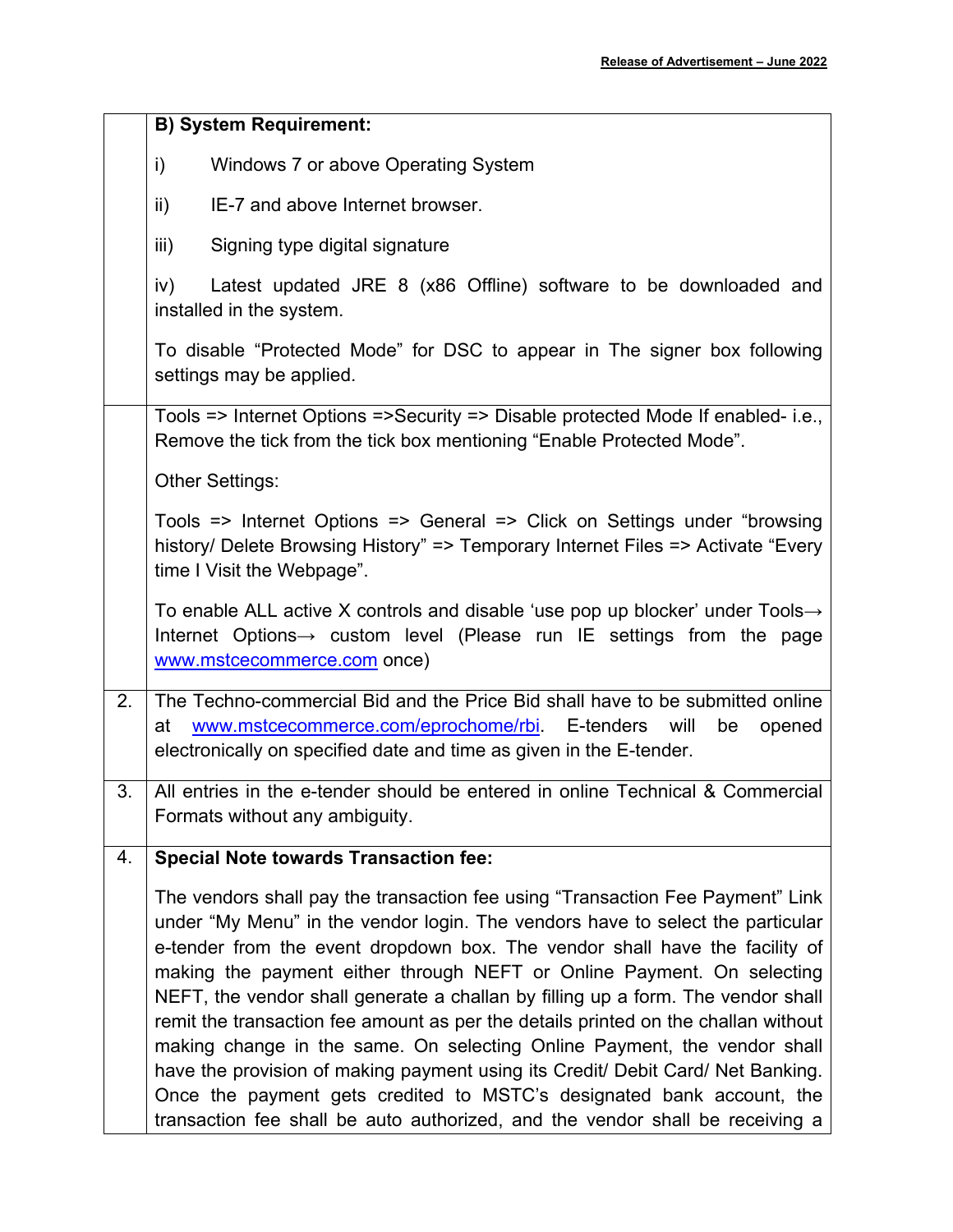| | |
|---|---|
| | **B) System Requirement:**<br><br>i) Windows 7 or above Operating System<br><br>ii) IE-7 and above Internet browser.<br><br>iii) Signing type digital signature<br><br>iv) Latest updated JRE 8 (x86 Offline) software to be downloaded and installed in the system.<br><br>To disable "Protected Mode" for DSC to appear in The signer box following settings may be applied. |
| | Tools => Internet Options =>Security => Disable protected Mode If enabled- i.e., Remove the tick from the tick box mentioning "Enable Protected Mode".<br><br>Other Settings:<br><br>Tools => Internet Options => General => Click on Settings under "browsing history/ Delete Browsing History" => Temporary Internet Files => Activate "Every time I Visit the Webpage".<br><br>To enable ALL active X controls and disable 'use pop up blocker' under Tools→ Internet Options→ custom level (Please run IE settings from the page www.mstcecommerce.com once) |
| 2. | The Techno-commercial Bid and the Price Bid shall have to be submitted online at www.mstcecommerce.com/eprochome/rbi. E-tenders will be opened electronically on specified date and time as given in the E-tender. |
| 3. | All entries in the e-tender should be entered in online Technical & Commercial Formats without any ambiguity. |
| 4. | **Special Note towards Transaction fee:**<br><br>The vendors shall pay the transaction fee using "Transaction Fee Payment" Link under "My Menu" in the vendor login. The vendors have to select the particular e-tender from the event dropdown box. The vendor shall have the facility of making the payment either through NEFT or Online Payment. On selecting NEFT, the vendor shall generate a challan by filling up a form. The vendor shall remit the transaction fee amount as per the details printed on the challan without making change in the same. On selecting Online Payment, the vendor shall have the provision of making payment using its Credit/ Debit Card/ Net Banking. Once the payment gets credited to MSTC's designated bank account, the transaction fee shall be auto authorized, and the vendor shall be receiving a |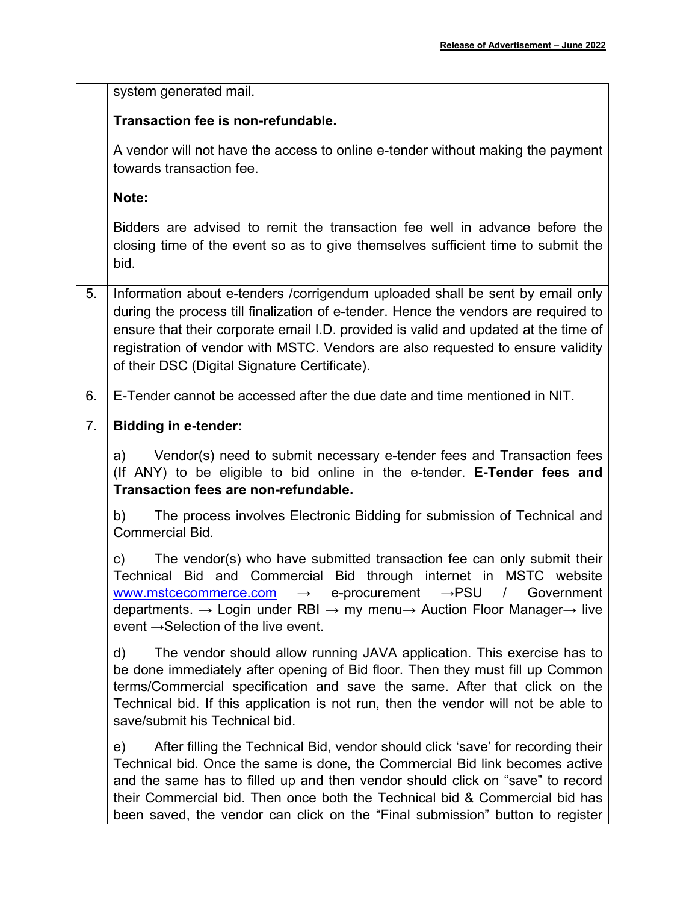| | |
|---|---|
| | system generated mail.<br><br>**Transaction fee is non-refundable.**<br><br>A vendor will not have the access to online e-tender without making the payment towards transaction fee.<br><br>**Note:**<br><br>Bidders are advised to remit the transaction fee well in advance before the closing time of the event so as to give themselves sufficient time to submit the bid. |
| 5. | Information about e-tenders /corrigendum uploaded shall be sent by email only during the process till finalization of e-tender. Hence the vendors are required to ensure that their corporate email I.D. provided is valid and updated at the time of registration of vendor with MSTC. Vendors are also requested to ensure validity of their DSC (Digital Signature Certificate). |
| 6. | E-Tender cannot be accessed after the due date and time mentioned in NIT. |
| 7. | **Bidding in e-tender:**<br><br>a) Vendor(s) need to submit necessary e-tender fees and Transaction fees (If ANY) to be eligible to bid online in the e-tender. **E-Tender fees and Transaction fees are non-refundable.**<br><br>b) The process involves Electronic Bidding for submission of Technical and Commercial Bid.<br><br>c) The vendor(s) who have submitted transaction fee can only submit their Technical Bid and Commercial Bid through internet in MSTC website www.mstcecommerce.com → e-procurement →PSU / Government departments. → Login under RBI → my menu→ Auction Floor Manager→ live event →Selection of the live event.<br><br>d) The vendor should allow running JAVA application. This exercise has to be done immediately after opening of Bid floor. Then they must fill up Common terms/Commercial specification and save the same. After that click on the Technical bid. If this application is not run, then the vendor will not be able to save/submit his Technical bid.<br><br>e) After filling the Technical Bid, vendor should click 'save' for recording their Technical bid. Once the same is done, the Commercial Bid link becomes active and the same has to filled up and then vendor should click on "save" to record their Commercial bid. Then once both the Technical bid & Commercial bid has been saved, the vendor can click on the "Final submission" button to register |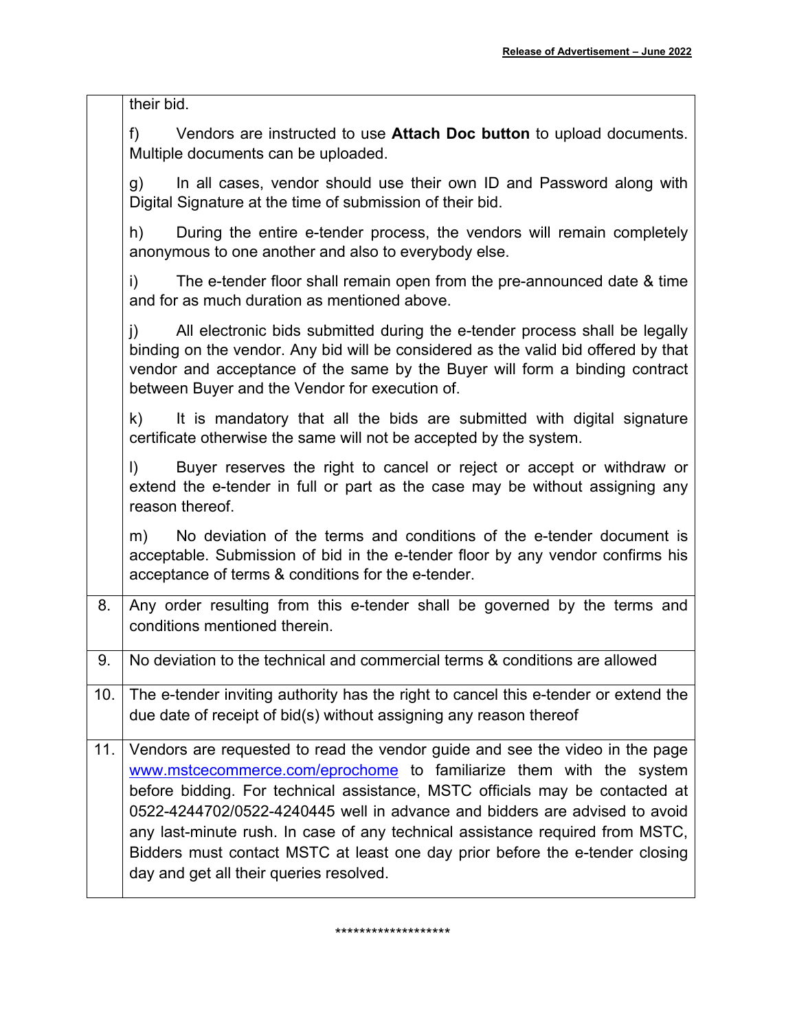| | |
|---|---|
| | their bid.<br><br>f) Vendors are instructed to use **Attach Doc button** to upload documents. Multiple documents can be uploaded.<br><br>g) In all cases, vendor should use their own ID and Password along with Digital Signature at the time of submission of their bid.<br><br>h) During the entire e-tender process, the vendors will remain completely anonymous to one another and also to everybody else.<br><br>i) The e-tender floor shall remain open from the pre-announced date & time and for as much duration as mentioned above.<br><br>j) All electronic bids submitted during the e-tender process shall be legally binding on the vendor. Any bid will be considered as the valid bid offered by that vendor and acceptance of the same by the Buyer will form a binding contract between Buyer and the Vendor for execution of.<br><br>k) It is mandatory that all the bids are submitted with digital signature certificate otherwise the same will not be accepted by the system.<br><br>l) Buyer reserves the right to cancel or reject or accept or withdraw or extend the e-tender in full or part as the case may be without assigning any reason thereof.<br><br>m) No deviation of the terms and conditions of the e-tender document is acceptable. Submission of bid in the e-tender floor by any vendor confirms his acceptance of terms & conditions for the e-tender. |
| 8. | Any order resulting from this e-tender shall be governed by the terms and conditions mentioned therein. |
| 9. | No deviation to the technical and commercial terms & conditions are allowed |
| 10. | The e-tender inviting authority has the right to cancel this e-tender or extend the due date of receipt of bid(s) without assigning any reason thereof |
| 11. | Vendors are requested to read the vendor guide and see the video in the page www.mstcecommerce.com/eprochome to familiarize them with the system before bidding. For technical assistance, MSTC officials may be contacted at 0522-4244702/0522-4240445 well in advance and bidders are advised to avoid any last-minute rush. In case of any technical assistance required from MSTC, Bidders must contact MSTC at least one day prior before the e-tender closing day and get all their queries resolved. |

*******************